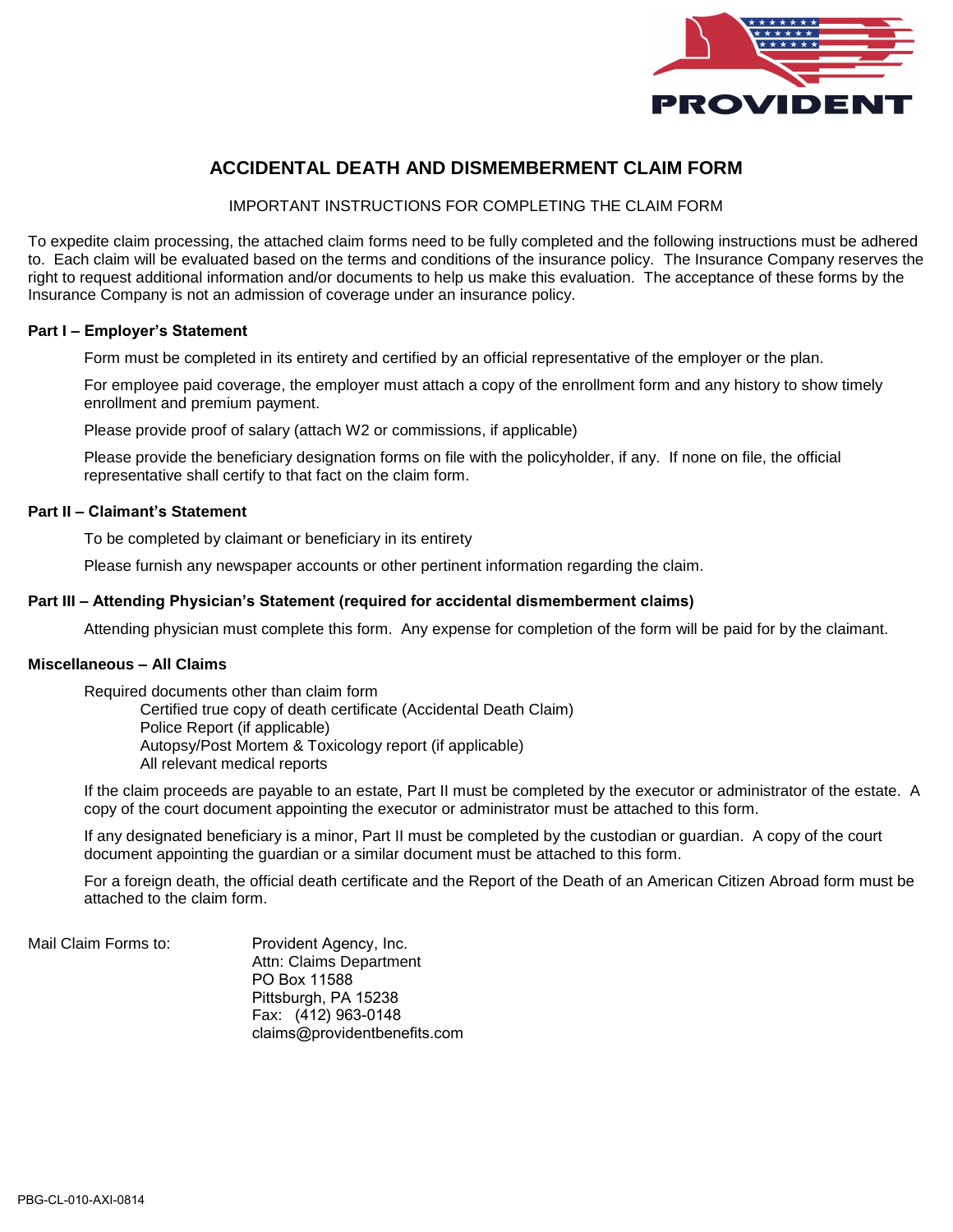PROVIDENT

# ACCIDENTAL DEATH AND DISMEMBERMENT CLAIM FORM

IMPORTANT INSTRUCTIONS FOR COMPLETING THE CLAIM FORM

To expedite claim processing, the attached claim forms need to be fully completed and the following instructions must be adhered to. Each claim will be evaluated based on the terms and conditions of the insurance policy. The Insurance Company reserves the right to request additional information and/or documents to help us make this evaluation. The acceptance of these forms by the Insurance Company is not an admission of coverage under an insurance policy.

**Part I – Employer's Statement**

Form must be completed in its entirety and certified by an official representative of the employer or the plan.

For employee paid coverage, the employer must attach a copy of the enrollment form and any history to show timely enrollment and premium payment.

Please provide proof of salary (attach W2 or commissions, if applicable)

Please provide the beneficiary designation forms on file with the policyholder, if any. If none on file, the official representative shall certify to that fact on the claim form.

**Part II – Claimant's Statement**

To be completed by claimant or beneficiary in its entirety

Please furnish any newspaper accounts or other pertinent information regarding the claim.

**Part III – Attending Physician's Statement (required for accidental dismemberment claims)**

Attending physician must complete this form. Any expense for completion of the form will be paid for by the claimant.

**Miscellaneous – All Claims**

Required documents other than claim form
- Certified true copy of death certificate (Accidental Death Claim)
- Police Report (if applicable)
- Autopsy/Post Mortem & Toxicology report (if applicable)
- All relevant medical reports

If the claim proceeds are payable to an estate, Part II must be completed by the executor or administrator of the estate. A copy of the court document appointing the executor or administrator must be attached to this form.

If any designated beneficiary is a minor, Part II must be completed by the custodian or guardian. A copy of the court document appointing the guardian or a similar document must be attached to this form.

For a foreign death, the official death certificate and the Report of the Death of an American Citizen Abroad form must be attached to the claim form.

Mail Claim Forms to:

Provident Agency, Inc.
Attn: Claims Department
PO Box 11588
Pittsburgh, PA 15238
Fax: (412) 963-0148
claims@providentbenefits.com

PBG-CL-010-AXI-0814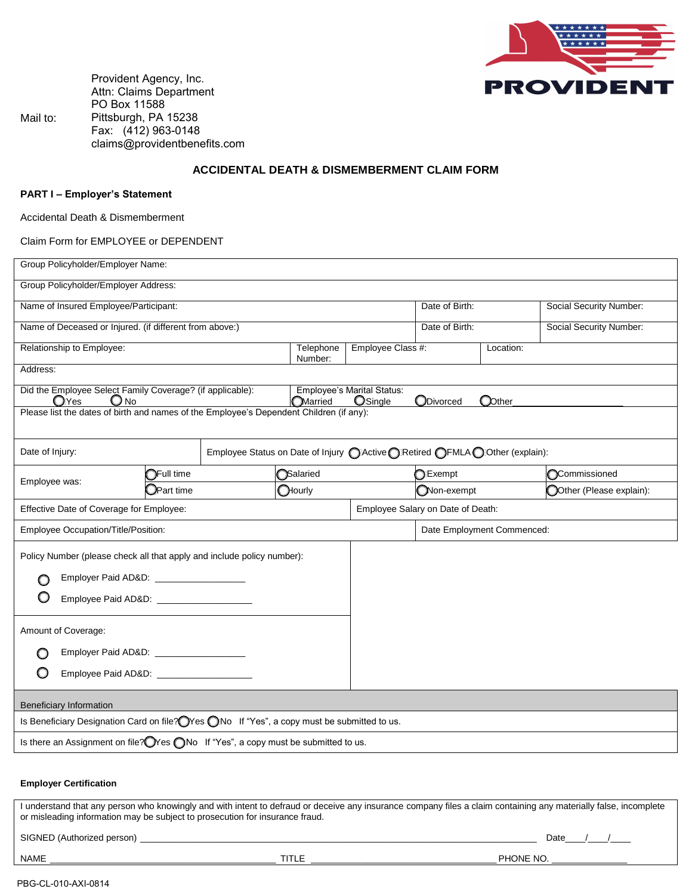Mail to: Provident Agency, Inc.
Attn: Claims Department
PO Box 11588
Pittsburgh, PA 15238
Fax: (412) 963-0148
claims@providentbenefits.com

PROVIDENT

## ACCIDENTAL DEATH & DISMEMBERMENT CLAIM FORM

**PART I – Employer's Statement**

Accidental Death & Dismemberment

Claim Form for EMPLOYEE or DEPENDENT

| | | | |
|---|---|---|---|
| Group Policyholder/Employer Name: | | | |
| Group Policyholder/Employer Address: | | | |
| Name of Insured Employee/Participant: | | Date of Birth: | Social Security Number: |
| Name of Deceased or Injured. (if different from above:) | | Date of Birth: | Social Security Number: |
| Relationship to Employee: | Telephone Number: | Employee Class #: | Location: |
| Address: | | | |
| Did the Employee Select Family Coverage? (if applicable): ○ Yes ○ No | Employee's Marital Status: ○ Married ○ Single ○ Divorced ○ Other ____________ | | |
| Please list the dates of birth and names of the Employee's Dependent Children (if any): | | | |
| Date of Injury: | Employee Status on Date of Injury ○ Active ○ Retired ○ FMLA ○ Other (explain): | | |
| Employee was: | ○ Full time ○ Part time | ○ Salaried ○ Hourly | ○ Exempt ○ Non-exempt ○ Commissioned ○ Other (Please explain): |
| Effective Date of Coverage for Employee: | Employee Salary on Date of Death: | | |
| Employee Occupation/Title/Position: | | Date Employment Commenced: | |

Policy Number (please check all that apply and include policy number):

○ Employer Paid AD&D: ________________

○ Employee Paid AD&D: ________________

Amount of Coverage:

○ Employer Paid AD&D: ________________

○ Employee Paid AD&D: ________________

**Beneficiary Information**

Is Beneficiary Designation Card on file? ○ Yes ○ No If "Yes", a copy must be submitted to us.

Is there an Assignment on file? ○ Yes ○ No If "Yes", a copy must be submitted to us.

**Employer Certification**

I understand that any person who knowingly and with intent to defraud or deceive any insurance company files a claim containing any materially false, incomplete or misleading information may be subject to prosecution for insurance fraud.

SIGNED (Authorized person) ______________________________________________ Date____/____/____

NAME ______________________________ TITLE ______________________________ PHONE NO. ______________

PBG-CL-010-AXI-0814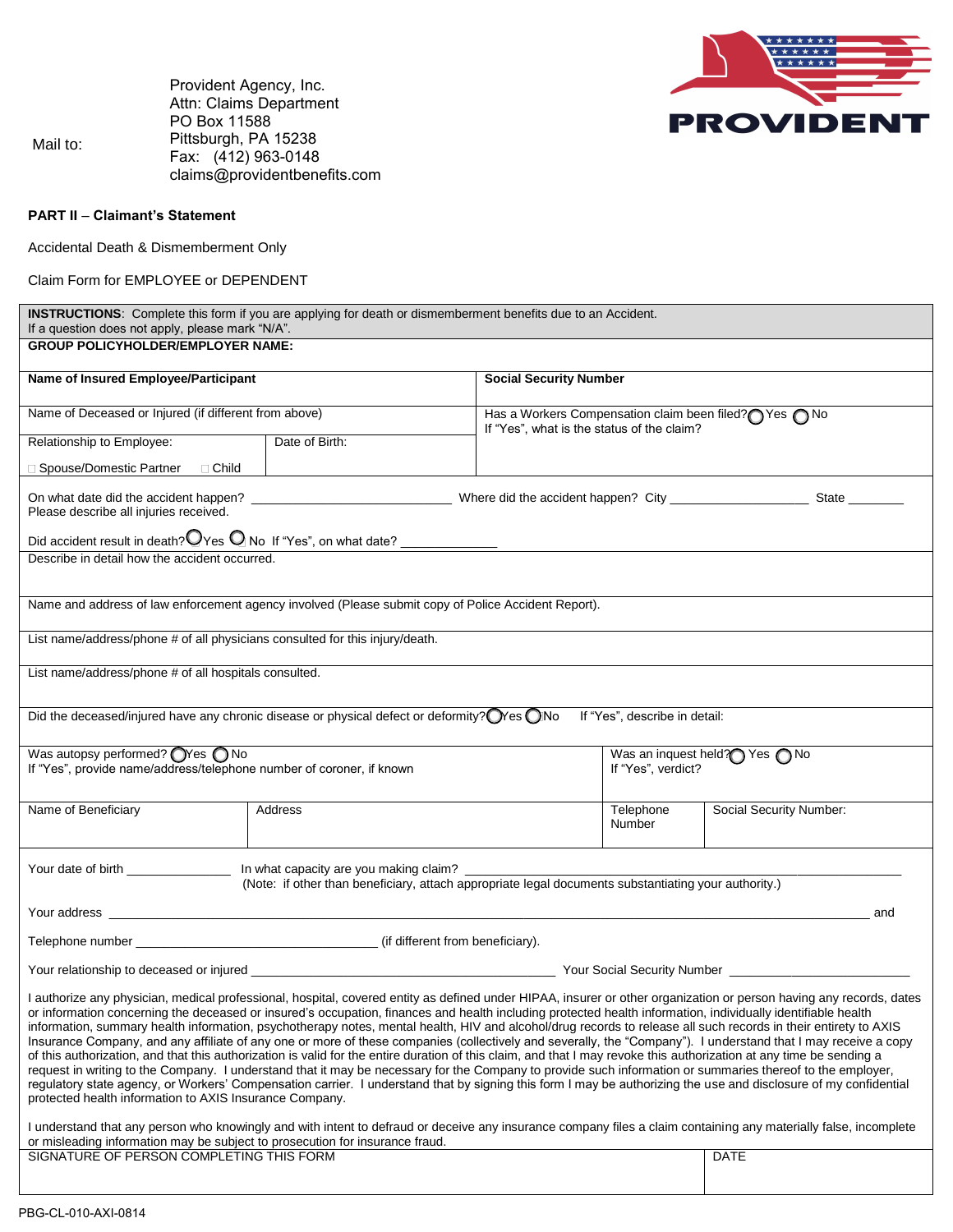Mail to:

Provident Agency, Inc.
Attn: Claims Department
PO Box 11588
Pittsburgh, PA 15238
Fax: (412) 963-0148
claims@providentbenefits.com

PROVIDENT

**PART II – Claimant's Statement**

Accidental Death & Dismemberment Only

Claim Form for EMPLOYEE or DEPENDENT

**INSTRUCTIONS**: Complete this form if you are applying for death or dismemberment benefits due to an Accident.
If a question does not apply, please mark "N/A".

**GROUP POLICYHOLDER/EMPLOYER NAME:**

| **Name of Insured Employee/Participant** | | **Social Security Number** |
|---|---|---|
| Name of Deceased or Injured (if different from above) | | Has a Workers Compensation claim been filed? ◯ Yes ◯ No<br>If "Yes", what is the status of the claim? |
| Relationship to Employee:<br>☐ Spouse/Domestic Partner ☐ Child | Date of Birth: | |

On what date did the accident happen? ____________________________ Where did the accident happen? City ____________________ State ________

Please describe all injuries received.

Did accident result in death? ◯ Yes ◯ No If "Yes", on what date? ______________

Describe in detail how the accident occurred.

Name and address of law enforcement agency involved (Please submit copy of Police Accident Report).

List name/address/phone # of all physicians consulted for this injury/death.

List name/address/phone # of all hospitals consulted.

Did the deceased/injured have any chronic disease or physical defect or deformity? ◯ Yes ◯ No If "Yes", describe in detail:

| Was autopsy performed? ◯ Yes ◯ No<br>If "Yes", provide name/address/telephone number of coroner, if known | Was an inquest held? ◯ Yes ◯ No<br>If "Yes", verdict? |
|---|---|

| Name of Beneficiary | Address | Telephone Number | Social Security Number: |
|---|---|---|---|
| | | | |

Your date of birth _______________ In what capacity are you making claim? ________________________________________________
(Note: if other than beneficiary, attach appropriate legal documents substantiating your authority.)

Your address __________________________________________________________________________________________ and

Telephone number ___________________________________ (if different from beneficiary).

Your relationship to deceased or injured ______________________________________ Your Social Security Number ___________________________

I authorize any physician, medical professional, hospital, covered entity as defined under HIPAA, insurer or other organization or person having any records, dates or information concerning the deceased or insured's occupation, finances and health including protected health information, individually identifiable health information, summary health information, psychotherapy notes, mental health, HIV and alcohol/drug records to release all such records in their entirety to AXIS Insurance Company, and any affiliate of any one or more of these companies (collectively and severally, the "Company"). I understand that I may receive a copy of this authorization, and that this authorization is valid for the entire duration of this claim, and that I may revoke this authorization at any time be sending a request in writing to the Company. I understand that it may be necessary for the Company to provide such information or summaries thereof to the employer, regulatory state agency, or Workers' Compensation carrier. I understand that by signing this form I may be authorizing the use and disclosure of my confidential protected health information to AXIS Insurance Company.

I understand that any person who knowingly and with intent to defraud or deceive any insurance company files a claim containing any materially false, incomplete or misleading information may be subject to prosecution for insurance fraud.

| SIGNATURE OF PERSON COMPLETING THIS FORM | DATE |
|---|---|
| | |

PBG-CL-010-AXI-0814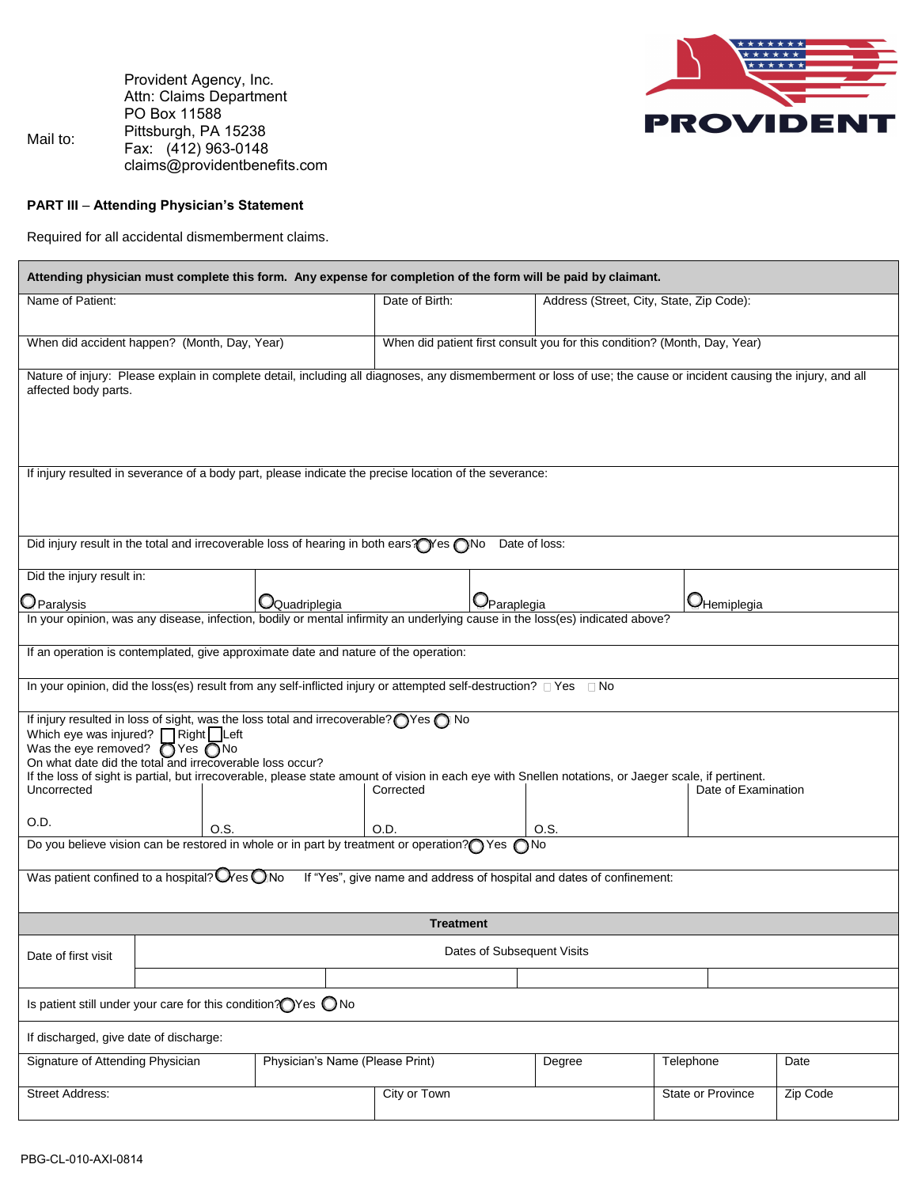Mail to:

Provident Agency, Inc.
Attn: Claims Department
PO Box 11588
Pittsburgh, PA 15238
Fax: (412) 963-0148
claims@providentbenefits.com

PROVIDENT

**PART III** – **Attending Physician's Statement**

Required for all accidental dismemberment claims.

**Attending physician must complete this form. Any expense for completion of the form will be paid by claimant.**

| Name of Patient: | Date of Birth: | Address (Street, City, State, Zip Code): |
|---|---|---|
| When did accident happen? (Month, Day, Year) | When did patient first consult you for this condition? (Month, Day, Year) | |

Nature of injury: Please explain in complete detail, including all diagnoses, any dismemberment or loss of use; the cause or incident causing the injury, and all affected body parts.

If injury resulted in severance of a body part, please indicate the precise location of the severance:

Did injury result in the total and irrecoverable loss of hearing in both ears? ○ Yes ○ No Date of loss:

Did the injury result in:

○ Paralysis ○ Quadriplegia ○ Paraplegia ○ Hemiplegia

In your opinion, was any disease, infection, bodily or mental infirmity an underlying cause in the loss(es) indicated above?

If an operation is contemplated, give approximate date and nature of the operation:

In your opinion, did the loss(es) result from any self-inflicted injury or attempted self-destruction? ☐ Yes ☐ No

If injury resulted in loss of sight, was the loss total and irrecoverable? ○ Yes ○ No
Which eye was injured? ☐ Right ☐ Left
Was the eye removed? ○ Yes ○ No
On what date did the total and irrecoverable loss occur?
If the loss of sight is partial, but irrecoverable, please state amount of vision in each eye with Snellen notations, or Jaeger scale, if pertinent.

| Uncorrected | | Corrected | | Date of Examination |
|---|---|---|---|---|
| O.D. | O.S. | O.D. | O.S. | |

Do you believe vision can be restored in whole or in part by treatment or operation? ○ Yes ○ No

Was patient confined to a hospital? ○ Yes ○ No If "Yes", give name and address of hospital and dates of confinement:

**Treatment**

| Date of first visit | Dates of Subsequent Visits | | | |
|---|---|---|---|---|
| | | | | |

Is patient still under your care for this condition? ○ Yes ○ No

If discharged, give date of discharge:

| Signature of Attending Physician | Physician's Name (Please Print) | Degree | Telephone | Date |
|---|---|---|---|---|
| Street Address: | City or Town | | State or Province | Zip Code |

PBG-CL-010-AXI-0814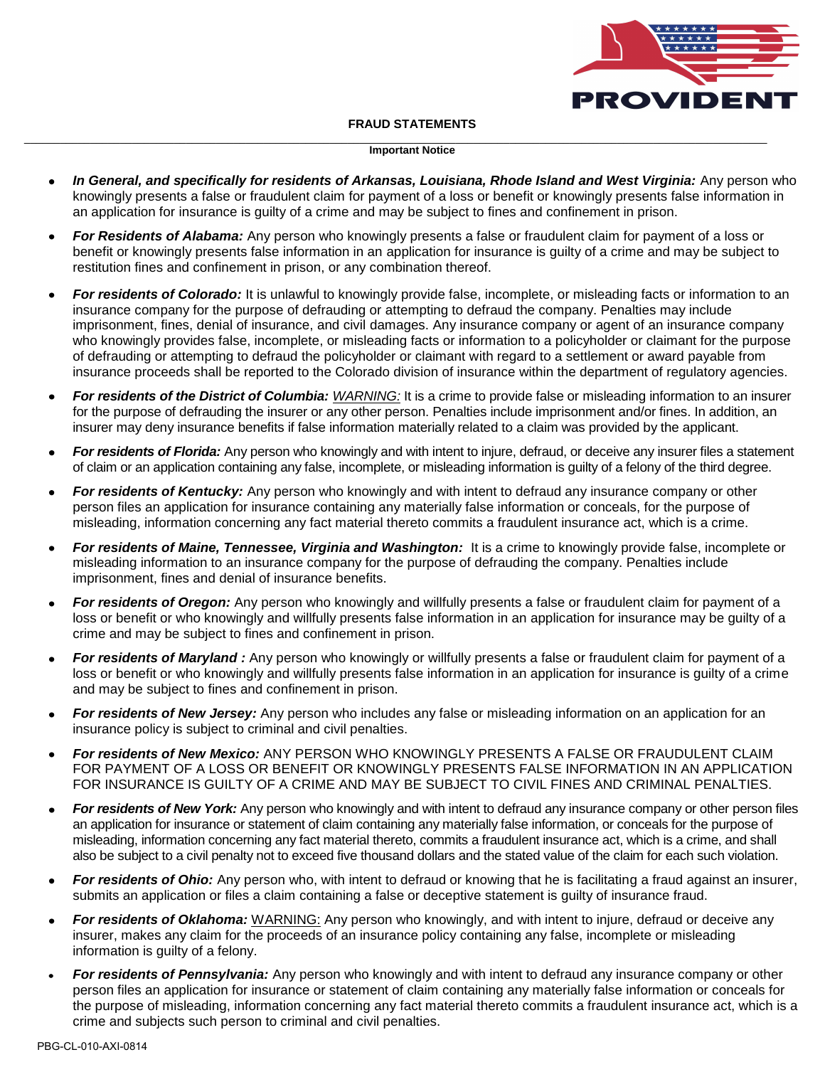**FRAUD STATEMENTS**

**Important Notice**

- ***In General, and specifically for residents of Arkansas, Louisiana, Rhode Island and West Virginia:*** Any person who knowingly presents a false or fraudulent claim for payment of a loss or benefit or knowingly presents false information in an application for insurance is guilty of a crime and may be subject to fines and confinement in prison.
- ***For Residents of Alabama:*** Any person who knowingly presents a false or fraudulent claim for payment of a loss or benefit or knowingly presents false information in an application for insurance is guilty of a crime and may be subject to restitution fines and confinement in prison, or any combination thereof.
- ***For residents of Colorado:*** It is unlawful to knowingly provide false, incomplete, or misleading facts or information to an insurance company for the purpose of defrauding or attempting to defraud the company. Penalties may include imprisonment, fines, denial of insurance, and civil damages. Any insurance company or agent of an insurance company who knowingly provides false, incomplete, or misleading facts or information to a policyholder or claimant for the purpose of defrauding or attempting to defraud the policyholder or claimant with regard to a settlement or award payable from insurance proceeds shall be reported to the Colorado division of insurance within the department of regulatory agencies.
- ***For residents of the District of Columbia:*** *WARNING:* It is a crime to provide false or misleading information to an insurer for the purpose of defrauding the insurer or any other person. Penalties include imprisonment and/or fines. In addition, an insurer may deny insurance benefits if false information materially related to a claim was provided by the applicant.
- ***For residents of Florida:*** Any person who knowingly and with intent to injure, defraud, or deceive any insurer files a statement of claim or an application containing any false, incomplete, or misleading information is guilty of a felony of the third degree.
- ***For residents of Kentucky:*** Any person who knowingly and with intent to defraud any insurance company or other person files an application for insurance containing any materially false information or conceals, for the purpose of misleading, information concerning any fact material thereto commits a fraudulent insurance act, which is a crime.
- ***For residents of Maine, Tennessee, Virginia and Washington:*** It is a crime to knowingly provide false, incomplete or misleading information to an insurance company for the purpose of defrauding the company. Penalties include imprisonment, fines and denial of insurance benefits.
- ***For residents of Oregon:*** Any person who knowingly and willfully presents a false or fraudulent claim for payment of a loss or benefit or who knowingly and willfully presents false information in an application for insurance may be guilty of a crime and may be subject to fines and confinement in prison.
- ***For residents of Maryland :*** Any person who knowingly or willfully presents a false or fraudulent claim for payment of a loss or benefit or who knowingly and willfully presents false information in an application for insurance is guilty of a crime and may be subject to fines and confinement in prison.
- ***For residents of New Jersey:*** Any person who includes any false or misleading information on an application for an insurance policy is subject to criminal and civil penalties.
- ***For residents of New Mexico:*** ANY PERSON WHO KNOWINGLY PRESENTS A FALSE OR FRAUDULENT CLAIM FOR PAYMENT OF A LOSS OR BENEFIT OR KNOWINGLY PRESENTS FALSE INFORMATION IN AN APPLICATION FOR INSURANCE IS GUILTY OF A CRIME AND MAY BE SUBJECT TO CIVIL FINES AND CRIMINAL PENALTIES.
- ***For residents of New York:*** Any person who knowingly and with intent to defraud any insurance company or other person files an application for insurance or statement of claim containing any materially false information, or conceals for the purpose of misleading, information concerning any fact material thereto, commits a fraudulent insurance act, which is a crime, and shall also be subject to a civil penalty not to exceed five thousand dollars and the stated value of the claim for each such violation.
- ***For residents of Ohio:*** Any person who, with intent to defraud or knowing that he is facilitating a fraud against an insurer, submits an application or files a claim containing a false or deceptive statement is guilty of insurance fraud.
- ***For residents of Oklahoma:*** WARNING: Any person who knowingly, and with intent to injure, defraud or deceive any insurer, makes any claim for the proceeds of an insurance policy containing any false, incomplete or misleading information is guilty of a felony.
- ***For residents of Pennsylvania:*** Any person who knowingly and with intent to defraud any insurance company or other person files an application for insurance or statement of claim containing any materially false information or conceals for the purpose of misleading, information concerning any fact material thereto commits a fraudulent insurance act, which is a crime and subjects such person to criminal and civil penalties.

PBG-CL-010-AXI-0814